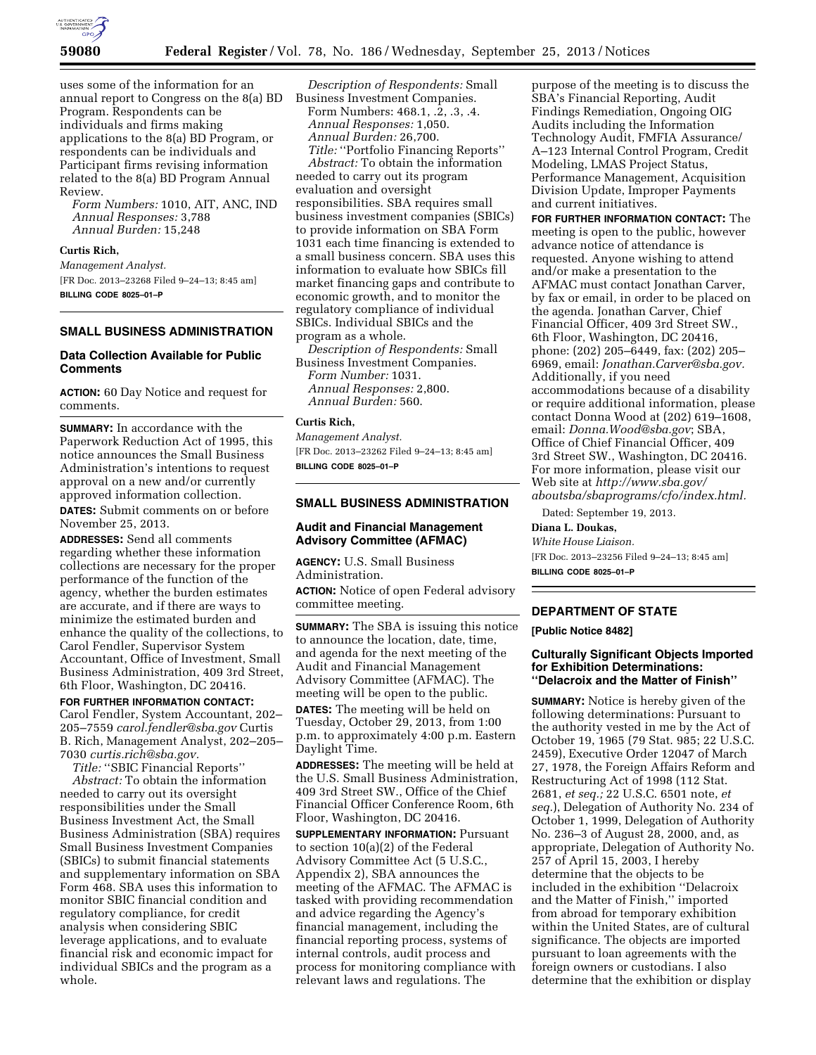uses some of the information for an annual report to Congress on the 8(a) BD Program. Respondents can be individuals and firms making applications to the 8(a) BD Program, or respondents can be individuals and Participant firms revising information related to the 8(a) BD Program Annual Review.

*Form Numbers:* 1010, AIT, ANC, IND
*Annual Responses:* 3,788
*Annual Burden:* 15,248

**Curtis Rich,**
*Management Analyst.*
[FR Doc. 2013–23268 Filed 9–24–13; 8:45 am]
**BILLING CODE 8025–01–P**

## SMALL BUSINESS ADMINISTRATION

### Data Collection Available for Public Comments

**ACTION:** 60 Day Notice and request for comments.

**SUMMARY:** In accordance with the Paperwork Reduction Act of 1995, this notice announces the Small Business Administration's intentions to request approval on a new and/or currently approved information collection.

**DATES:** Submit comments on or before November 25, 2013.

**ADDRESSES:** Send all comments regarding whether these information collections are necessary for the proper performance of the function of the agency, whether the burden estimates are accurate, and if there are ways to minimize the estimated burden and enhance the quality of the collections, to Carol Fendler, Supervisor System Accountant, Office of Investment, Small Business Administration, 409 3rd Street, 6th Floor, Washington, DC 20416.

**FOR FURTHER INFORMATION CONTACT:** Carol Fendler, System Accountant, 202–205–7559 *carol.fendler@sba.gov* Curtis B. Rich, Management Analyst, 202–205–7030 *curtis.rich@sba.gov.*

*Title:* ''SBIC Financial Reports''

*Abstract:* To obtain the information needed to carry out its oversight responsibilities under the Small Business Investment Act, the Small Business Administration (SBA) requires Small Business Investment Companies (SBICs) to submit financial statements and supplementary information on SBA Form 468. SBA uses this information to monitor SBIC financial condition and regulatory compliance, for credit analysis when considering SBIC leverage applications, and to evaluate financial risk and economic impact for individual SBICs and the program as a whole.

*Description of Respondents:* Small Business Investment Companies.
Form Numbers: 468.1, .2, .3, .4.
*Annual Responses:* 1,050.
*Annual Burden:* 26,700.

*Title:* ''Portfolio Financing Reports''

*Abstract:* To obtain the information needed to carry out its program evaluation and oversight responsibilities. SBA requires small business investment companies (SBICs) to provide information on SBA Form 1031 each time financing is extended to a small business concern. SBA uses this information to evaluate how SBICs fill market financing gaps and contribute to economic growth, and to monitor the regulatory compliance of individual SBICs. Individual SBICs and the program as a whole.

*Description of Respondents:* Small Business Investment Companies.
*Form Number:* 1031.
*Annual Responses:* 2,800.
*Annual Burden:* 560.

**Curtis Rich,**
*Management Analyst.*
[FR Doc. 2013–23262 Filed 9–24–13; 8:45 am]
**BILLING CODE 8025–01–P**

## SMALL BUSINESS ADMINISTRATION

### Audit and Financial Management Advisory Committee (AFMAC)

**AGENCY:** U.S. Small Business Administration.

**ACTION:** Notice of open Federal advisory committee meeting.

**SUMMARY:** The SBA is issuing this notice to announce the location, date, time, and agenda for the next meeting of the Audit and Financial Management Advisory Committee (AFMAC). The meeting will be open to the public.

**DATES:** The meeting will be held on Tuesday, October 29, 2013, from 1:00 p.m. to approximately 4:00 p.m. Eastern Daylight Time.

**ADDRESSES:** The meeting will be held at the U.S. Small Business Administration, 409 3rd Street SW., Office of the Chief Financial Officer Conference Room, 6th Floor, Washington, DC 20416.

**SUPPLEMENTARY INFORMATION:** Pursuant to section 10(a)(2) of the Federal Advisory Committee Act (5 U.S.C., Appendix 2), SBA announces the meeting of the AFMAC. The AFMAC is tasked with providing recommendation and advice regarding the Agency's financial management, including the financial reporting process, systems of internal controls, audit process and process for monitoring compliance with relevant laws and regulations. The purpose of the meeting is to discuss the SBA's Financial Reporting, Audit Findings Remediation, Ongoing OIG Audits including the Information Technology Audit, FMFIA Assurance/A–123 Internal Control Program, Credit Modeling, LMAS Project Status, Performance Management, Acquisition Division Update, Improper Payments and current initiatives.

**FOR FURTHER INFORMATION CONTACT:** The meeting is open to the public, however advance notice of attendance is requested. Anyone wishing to attend and/or make a presentation to the AFMAC must contact Jonathan Carver, by fax or email, in order to be placed on the agenda. Jonathan Carver, Chief Financial Officer, 409 3rd Street SW., 6th Floor, Washington, DC 20416, phone: (202) 205–6449, fax: (202) 205–6969, email: *Jonathan.Carver@sba.gov.* Additionally, if you need accommodations because of a disability or require additional information, please contact Donna Wood at (202) 619–1608, email: *Donna.Wood@sba.gov*; SBA, Office of Chief Financial Officer, 409 3rd Street SW., Washington, DC 20416. For more information, please visit our Web site at *http://www.sba.gov/aboutsba/sbaprograms/cfo/index.html.*

Dated: September 19, 2013.

**Diana L. Doukas,**
*White House Liaison.*
[FR Doc. 2013–23256 Filed 9–24–13; 8:45 am]
**BILLING CODE 8025–01–P**

## DEPARTMENT OF STATE

**[Public Notice 8482]**

### Culturally Significant Objects Imported for Exhibition Determinations: ''Delacroix and the Matter of Finish''

**SUMMARY:** Notice is hereby given of the following determinations: Pursuant to the authority vested in me by the Act of October 19, 1965 (79 Stat. 985; 22 U.S.C. 2459), Executive Order 12047 of March 27, 1978, the Foreign Affairs Reform and Restructuring Act of 1998 (112 Stat. 2681, *et seq.;* 22 U.S.C. 6501 note, *et seq.*), Delegation of Authority No. 234 of October 1, 1999, Delegation of Authority No. 236–3 of August 28, 2000, and, as appropriate, Delegation of Authority No. 257 of April 15, 2003, I hereby determine that the objects to be included in the exhibition ''Delacroix and the Matter of Finish,'' imported from abroad for temporary exhibition within the United States, are of cultural significance. The objects are imported pursuant to loan agreements with the foreign owners or custodians. I also determine that the exhibition or display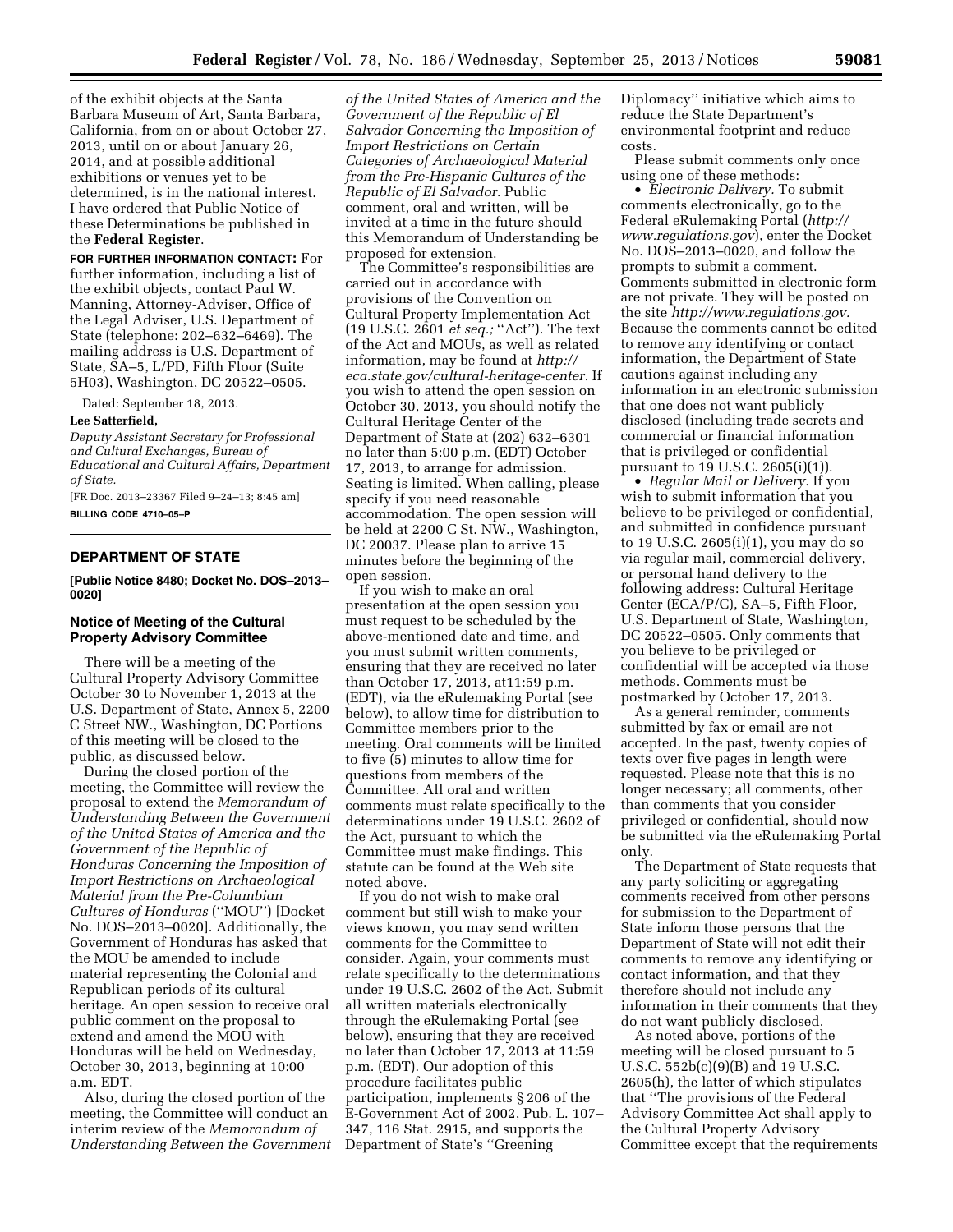of the exhibit objects at the Santa Barbara Museum of Art, Santa Barbara, California, from on or about October 27, 2013, until on or about January 26, 2014, and at possible additional exhibitions or venues yet to be determined, is in the national interest. I have ordered that Public Notice of these Determinations be published in the **Federal Register**.

**FOR FURTHER INFORMATION CONTACT:** For further information, including a list of the exhibit objects, contact Paul W. Manning, Attorney-Adviser, Office of the Legal Adviser, U.S. Department of State (telephone: 202–632–6469). The mailing address is U.S. Department of State, SA–5, L/PD, Fifth Floor (Suite 5H03), Washington, DC 20522–0505.

Dated: September 18, 2013.

**Lee Satterfield,**

*Deputy Assistant Secretary for Professional and Cultural Exchanges, Bureau of Educational and Cultural Affairs, Department of State.*

[FR Doc. 2013–23367 Filed 9–24–13; 8:45 am]

**BILLING CODE 4710–05–P**

## DEPARTMENT OF STATE

**[Public Notice 8480; Docket No. DOS–2013–0020]**

### Notice of Meeting of the Cultural Property Advisory Committee

There will be a meeting of the Cultural Property Advisory Committee October 30 to November 1, 2013 at the U.S. Department of State, Annex 5, 2200 C Street NW., Washington, DC Portions of this meeting will be closed to the public, as discussed below.

During the closed portion of the meeting, the Committee will review the proposal to extend the *Memorandum of Understanding Between the Government of the United States of America and the Government of the Republic of Honduras Concerning the Imposition of Import Restrictions on Archaeological Material from the Pre-Columbian Cultures of Honduras* (''MOU'') [Docket No. DOS–2013–0020]. Additionally, the Government of Honduras has asked that the MOU be amended to include material representing the Colonial and Republican periods of its cultural heritage. An open session to receive oral public comment on the proposal to extend and amend the MOU with Honduras will be held on Wednesday, October 30, 2013, beginning at 10:00 a.m. EDT.

Also, during the closed portion of the meeting, the Committee will conduct an interim review of the *Memorandum of Understanding Between the Government of the United States of America and the Government of the Republic of El Salvador Concerning the Imposition of Import Restrictions on Certain Categories of Archaeological Material from the Pre-Hispanic Cultures of the Republic of El Salvador.* Public comment, oral and written, will be invited at a time in the future should this Memorandum of Understanding be proposed for extension.

The Committee's responsibilities are carried out in accordance with provisions of the Convention on Cultural Property Implementation Act (19 U.S.C. 2601 *et seq.;* ''Act''). The text of the Act and MOUs, as well as related information, may be found at *http://eca.state.gov/cultural-heritage-center.* If you wish to attend the open session on October 30, 2013, you should notify the Cultural Heritage Center of the Department of State at (202) 632–6301 no later than 5:00 p.m. (EDT) October 17, 2013, to arrange for admission. Seating is limited. When calling, please specify if you need reasonable accommodation. The open session will be held at 2200 C St. NW., Washington, DC 20037. Please plan to arrive 15 minutes before the beginning of the open session.

If you wish to make an oral presentation at the open session you must request to be scheduled by the above-mentioned date and time, and you must submit written comments, ensuring that they are received no later than October 17, 2013, at11:59 p.m. (EDT), via the eRulemaking Portal (see below), to allow time for distribution to Committee members prior to the meeting. Oral comments will be limited to five (5) minutes to allow time for questions from members of the Committee. All oral and written comments must relate specifically to the determinations under 19 U.S.C. 2602 of the Act, pursuant to which the Committee must make findings. This statute can be found at the Web site noted above.

If you do not wish to make oral comment but still wish to make your views known, you may send written comments for the Committee to consider. Again, your comments must relate specifically to the determinations under 19 U.S.C. 2602 of the Act. Submit all written materials electronically through the eRulemaking Portal (see below), ensuring that they are received no later than October 17, 2013 at 11:59 p.m. (EDT). Our adoption of this procedure facilitates public participation, implements § 206 of the E-Government Act of 2002, Pub. L. 107–347, 116 Stat. 2915, and supports the Department of State's ''Greening Diplomacy'' initiative which aims to reduce the State Department's environmental footprint and reduce costs.

Please submit comments only once using one of these methods:

- *Electronic Delivery.* To submit comments electronically, go to the Federal eRulemaking Portal (*http://www.regulations.gov*), enter the Docket No. DOS–2013–0020, and follow the prompts to submit a comment. Comments submitted in electronic form are not private. They will be posted on the site *http://www.regulations.gov.* Because the comments cannot be edited to remove any identifying or contact information, the Department of State cautions against including any information in an electronic submission that one does not want publicly disclosed (including trade secrets and commercial or financial information that is privileged or confidential pursuant to 19 U.S.C. 2605(i)(1)).
- *Regular Mail or Delivery.* If you wish to submit information that you believe to be privileged or confidential, and submitted in confidence pursuant to 19 U.S.C. 2605(i)(1), you may do so via regular mail, commercial delivery, or personal hand delivery to the following address: Cultural Heritage Center (ECA/P/C), SA–5, Fifth Floor, U.S. Department of State, Washington, DC 20522–0505. Only comments that you believe to be privileged or confidential will be accepted via those methods. Comments must be postmarked by October 17, 2013.

As a general reminder, comments submitted by fax or email are not accepted. In the past, twenty copies of texts over five pages in length were requested. Please note that this is no longer necessary; all comments, other than comments that you consider privileged or confidential, should now be submitted via the eRulemaking Portal only.

The Department of State requests that any party soliciting or aggregating comments received from other persons for submission to the Department of State inform those persons that the Department of State will not edit their comments to remove any identifying or contact information, and that they therefore should not include any information in their comments that they do not want publicly disclosed.

As noted above, portions of the meeting will be closed pursuant to 5 U.S.C. 552b(c)(9)(B) and 19 U.S.C. 2605(h), the latter of which stipulates that ''The provisions of the Federal Advisory Committee Act shall apply to the Cultural Property Advisory Committee except that the requirements